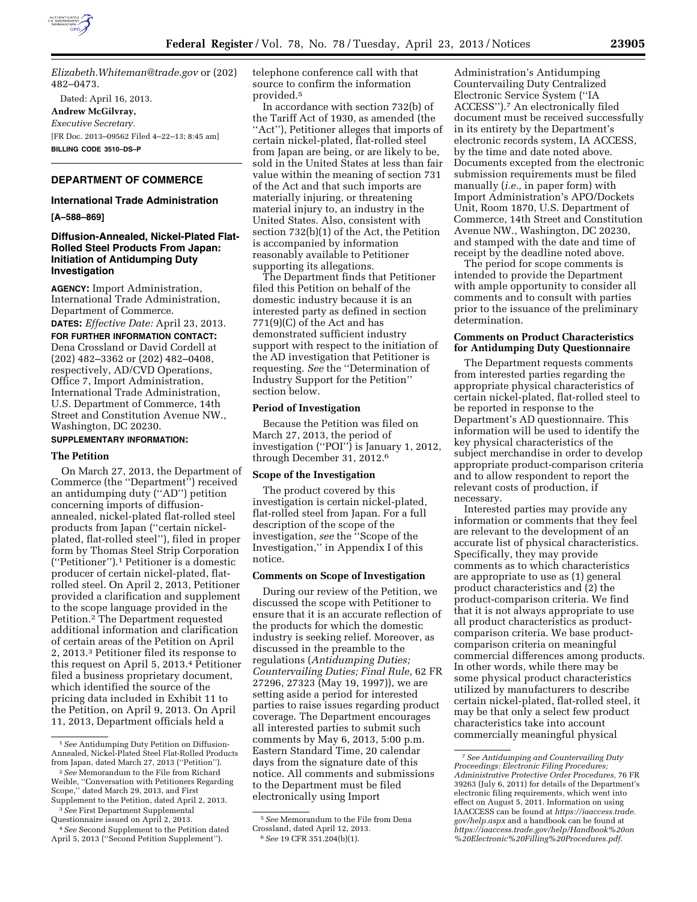*Elizabeth.Whiteman@trade.gov* or (202) 482–0473.

Dated: April 16, 2013.

**Andrew McGilvray,**

*Executive Secretary.*

[FR Doc. 2013–09562 Filed 4–22–13; 8:45 am]

**BILLING CODE 3510–DS–P**

## DEPARTMENT OF COMMERCE

### International Trade Administration

**[A–588–869]**

### Diffusion-Annealed, Nickel-Plated Flat-Rolled Steel Products From Japan: Initiation of Antidumping Duty Investigation

**AGENCY:** Import Administration, International Trade Administration, Department of Commerce.

**DATES:** *Effective Date:* April 23, 2013.

**FOR FURTHER INFORMATION CONTACT:** Dena Crossland or David Cordell at (202) 482–3362 or (202) 482–0408, respectively, AD/CVD Operations, Office 7, Import Administration, International Trade Administration, U.S. Department of Commerce, 14th Street and Constitution Avenue NW., Washington, DC 20230.

**SUPPLEMENTARY INFORMATION:**

#### The Petition

On March 27, 2013, the Department of Commerce (the "Department") received an antidumping duty ("AD") petition concerning imports of diffusion-annealed, nickel-plated flat-rolled steel products from Japan ("certain nickel-plated, flat-rolled steel"), filed in proper form by Thomas Steel Strip Corporation ("Petitioner").[1] Petitioner is a domestic producer of certain nickel-plated, flat-rolled steel. On April 2, 2013, Petitioner provided a clarification and supplement to the scope language provided in the Petition.[2] The Department requested additional information and clarification of certain areas of the Petition on April 2, 2013.[3] Petitioner filed its response to this request on April 5, 2013.[4] Petitioner filed a business proprietary document, which identified the source of the pricing data included in Exhibit 11 to the Petition, on April 9, 2013. On April 11, 2013, Department officials held a telephone conference call with that source to confirm the information provided.[5]

In accordance with section 732(b) of the Tariff Act of 1930, as amended (the "Act"), Petitioner alleges that imports of certain nickel-plated, flat-rolled steel from Japan are being, or are likely to be, sold in the United States at less than fair value within the meaning of section 731 of the Act and that such imports are materially injuring, or threatening material injury to, an industry in the United States. Also, consistent with section 732(b)(1) of the Act, the Petition is accompanied by information reasonably available to Petitioner supporting its allegations.

The Department finds that Petitioner filed this Petition on behalf of the domestic industry because it is an interested party as defined in section 771(9)(C) of the Act and has demonstrated sufficient industry support with respect to the initiation of the AD investigation that Petitioner is requesting. *See* the "Determination of Industry Support for the Petition" section below.

#### Period of Investigation

Because the Petition was filed on March 27, 2013, the period of investigation ("POI") is January 1, 2012, through December 31, 2012.[6]

#### Scope of the Investigation

The product covered by this investigation is certain nickel-plated, flat-rolled steel from Japan. For a full description of the scope of the investigation, *see* the "Scope of the Investigation," in Appendix I of this notice.

#### Comments on Scope of Investigation

During our review of the Petition, we discussed the scope with Petitioner to ensure that it is an accurate reflection of the products for which the domestic industry is seeking relief. Moreover, as discussed in the preamble to the regulations (*Antidumping Duties; Countervailing Duties; Final Rule,* 62 FR 27296, 27323 (May 19, 1997)), we are setting aside a period for interested parties to raise issues regarding product coverage. The Department encourages all interested parties to submit such comments by May 6, 2013, 5:00 p.m. Eastern Standard Time, 20 calendar days from the signature date of this notice. All comments and submissions to the Department must be filed electronically using Import Administration's Antidumping Countervailing Duty Centralized Electronic Service System ("IA ACCESS").[7] An electronically filed document must be received successfully in its entirety by the Department's electronic records system, IA ACCESS, by the time and date noted above. Documents excepted from the electronic submission requirements must be filed manually (*i.e.,* in paper form) with Import Administration's APO/Dockets Unit, Room 1870, U.S. Department of Commerce, 14th Street and Constitution Avenue NW., Washington, DC 20230, and stamped with the date and time of receipt by the deadline noted above.

The period for scope comments is intended to provide the Department with ample opportunity to consider all comments and to consult with parties prior to the issuance of the preliminary determination.

#### Comments on Product Characteristics for Antidumping Duty Questionnaire

The Department requests comments from interested parties regarding the appropriate physical characteristics of certain nickel-plated, flat-rolled steel to be reported in response to the Department's AD questionnaire. This information will be used to identify the key physical characteristics of the subject merchandise in order to develop appropriate product-comparison criteria and to allow respondent to report the relevant costs of production, if necessary.

Interested parties may provide any information or comments that they feel are relevant to the development of an accurate list of physical characteristics. Specifically, they may provide comments as to which characteristics are appropriate to use as (1) general product characteristics and (2) the product-comparison criteria. We find that it is not always appropriate to use all product characteristics as product-comparison criteria. We base product-comparison criteria on meaningful commercial differences among products. In other words, while there may be some physical product characteristics utilized by manufacturers to describe certain nickel-plated, flat-rolled steel, it may be that only a select few product characteristics take into account commercially meaningful physical

[1] *See* Antidumping Duty Petition on Diffusion-Annealed, Nickel-Plated Steel Flat-Rolled Products from Japan, dated March 27, 2013 ("Petition").

[2] *See* Memorandum to the File from Richard Weible, "Conversation with Petitioners Regarding Scope," dated March 29, 2013, and First Supplement to the Petition, dated April 2, 2013.

[3] *See* First Department Supplemental Questionnaire issued on April 2, 2013.

[4] *See* Second Supplement to the Petition dated April 5, 2013 ("Second Petition Supplement").

[5] *See* Memorandum to the File from Dena Crossland, dated April 12, 2013.

[6] *See* 19 CFR 351.204(b)(1).

[7] *See Antidumping and Countervailing Duty Proceedings: Electronic Filing Procedures; Administrative Protective Order Procedures,* 76 FR 39263 (July 6, 2011) for details of the Department's electronic filing requirements, which went into effect on August 5, 2011. Information on using IACCESS can be found at *https://iaaccess.trade.gov/help.aspx* and a handbook can be found at *https://iaaccess.trade.gov/help/Handbook%20on%20Electronic%20Filling%20Procedures.pdf.*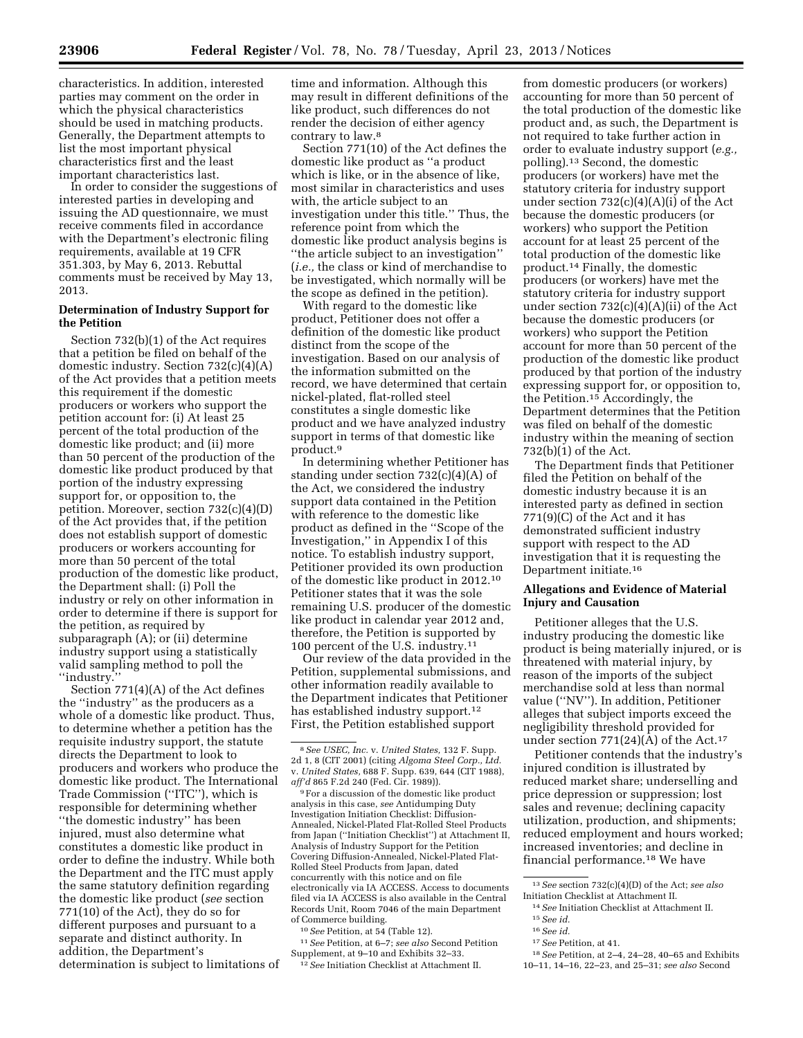characteristics. In addition, interested parties may comment on the order in which the physical characteristics should be used in matching products. Generally, the Department attempts to list the most important physical characteristics first and the least important characteristics last.

In order to consider the suggestions of interested parties in developing and issuing the AD questionnaire, we must receive comments filed in accordance with the Department's electronic filing requirements, available at 19 CFR 351.303, by May 6, 2013. Rebuttal comments must be received by May 13, 2013.

**Determination of Industry Support for the Petition**

Section 732(b)(1) of the Act requires that a petition be filed on behalf of the domestic industry. Section 732(c)(4)(A) of the Act provides that a petition meets this requirement if the domestic producers or workers who support the petition account for: (i) At least 25 percent of the total production of the domestic like product; and (ii) more than 50 percent of the production of the domestic like product produced by that portion of the industry expressing support for, or opposition to, the petition. Moreover, section 732(c)(4)(D) of the Act provides that, if the petition does not establish support of domestic producers or workers accounting for more than 50 percent of the total production of the domestic like product, the Department shall: (i) Poll the industry or rely on other information in order to determine if there is support for the petition, as required by subparagraph (A); or (ii) determine industry support using a statistically valid sampling method to poll the ''industry.''

Section 771(4)(A) of the Act defines the ''industry'' as the producers as a whole of a domestic like product. Thus, to determine whether a petition has the requisite industry support, the statute directs the Department to look to producers and workers who produce the domestic like product. The International Trade Commission (''ITC''), which is responsible for determining whether ''the domestic industry'' has been injured, must also determine what constitutes a domestic like product in order to define the industry. While both the Department and the ITC must apply the same statutory definition regarding the domestic like product (*see* section 771(10) of the Act), they do so for different purposes and pursuant to a separate and distinct authority. In addition, the Department's determination is subject to limitations of time and information. Although this may result in different definitions of the like product, such differences do not render the decision of either agency contrary to law.[8]

Section 771(10) of the Act defines the domestic like product as ''a product which is like, or in the absence of like, most similar in characteristics and uses with, the article subject to an investigation under this title.'' Thus, the reference point from which the domestic like product analysis begins is ''the article subject to an investigation'' (*i.e.,* the class or kind of merchandise to be investigated, which normally will be the scope as defined in the petition).

With regard to the domestic like product, Petitioner does not offer a definition of the domestic like product distinct from the scope of the investigation. Based on our analysis of the information submitted on the record, we have determined that certain nickel-plated, flat-rolled steel constitutes a single domestic like product and we have analyzed industry support in terms of that domestic like product.[9]

In determining whether Petitioner has standing under section 732(c)(4)(A) of the Act, we considered the industry support data contained in the Petition with reference to the domestic like product as defined in the ''Scope of the Investigation,'' in Appendix I of this notice. To establish industry support, Petitioner provided its own production of the domestic like product in 2012.[10] Petitioner states that it was the sole remaining U.S. producer of the domestic like product in calendar year 2012 and, therefore, the Petition is supported by 100 percent of the U.S. industry.[11]

Our review of the data provided in the Petition, supplemental submissions, and other information readily available to the Department indicates that Petitioner has established industry support.[12] First, the Petition established support from domestic producers (or workers) accounting for more than 50 percent of the total production of the domestic like product and, as such, the Department is not required to take further action in order to evaluate industry support (*e.g.,* polling).[13] Second, the domestic producers (or workers) have met the statutory criteria for industry support under section 732(c)(4)(A)(i) of the Act because the domestic producers (or workers) who support the Petition account for at least 25 percent of the total production of the domestic like product.[14] Finally, the domestic producers (or workers) have met the statutory criteria for industry support under section 732(c)(4)(A)(ii) of the Act because the domestic producers (or workers) who support the Petition account for more than 50 percent of the production of the domestic like product produced by that portion of the industry expressing support for, or opposition to, the Petition.[15] Accordingly, the Department determines that the Petition was filed on behalf of the domestic industry within the meaning of section 732(b)(1) of the Act.

The Department finds that Petitioner filed the Petition on behalf of the domestic industry because it is an interested party as defined in section 771(9)(C) of the Act and it has demonstrated sufficient industry support with respect to the AD investigation that it is requesting the Department initiate.[16]

**Allegations and Evidence of Material Injury and Causation**

Petitioner alleges that the U.S. industry producing the domestic like product is being materially injured, or is threatened with material injury, by reason of the imports of the subject merchandise sold at less than normal value (''NV''). In addition, Petitioner alleges that subject imports exceed the negligibility threshold provided for under section 771(24)(A) of the Act.[17]

Petitioner contends that the industry's injured condition is illustrated by reduced market share; underselling and price depression or suppression; lost sales and revenue; declining capacity utilization, production, and shipments; reduced employment and hours worked; increased inventories; and decline in financial performance.[18] We have

---

[8] *See USEC, Inc.* v. *United States,* 132 F. Supp. 2d 1, 8 (CIT 2001) (citing *Algoma Steel Corp., Ltd.* v. *United States,* 688 F. Supp. 639, 644 (CIT 1988), *aff'd* 865 F.2d 240 (Fed. Cir. 1989)).

[9] For a discussion of the domestic like product analysis in this case, *see* Antidumping Duty Investigation Initiation Checklist: Diffusion-Annealed, Nickel-Plated Flat-Rolled Steel Products from Japan (''Initiation Checklist'') at Attachment II, Analysis of Industry Support for the Petition Covering Diffusion-Annealed, Nickel-Plated Flat-Rolled Steel Products from Japan, dated concurrently with this notice and on file electronically via IA ACCESS. Access to documents filed via IA ACCESS is also available in the Central Records Unit, Room 7046 of the main Department of Commerce building.

[10] *See* Petition, at 54 (Table 12).

[11] *See* Petition, at 6–7; *see also* Second Petition Supplement, at 9–10 and Exhibits 32–33.

[12] *See* Initiation Checklist at Attachment II.

[13] *See* section 732(c)(4)(D) of the Act; *see also* Initiation Checklist at Attachment II.

[14] *See* Initiation Checklist at Attachment II.

[15] *See id.*

[16] *See id.*

[17] *See* Petition, at 41.

[18] *See* Petition, at 2–4, 24–28, 40–65 and Exhibits 10–11, 14–16, 22–23, and 25–31; *see also* Second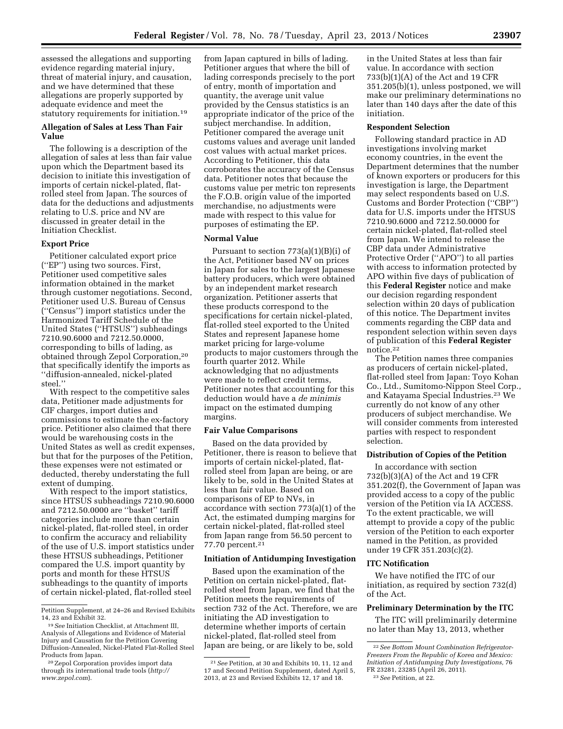assessed the allegations and supporting evidence regarding material injury, threat of material injury, and causation, and we have determined that these allegations are properly supported by adequate evidence and meet the statutory requirements for initiation.[19]

### Allegation of Sales at Less Than Fair Value

The following is a description of the allegation of sales at less than fair value upon which the Department based its decision to initiate this investigation of imports of certain nickel-plated, flat-rolled steel from Japan. The sources of data for the deductions and adjustments relating to U.S. price and NV are discussed in greater detail in the Initiation Checklist.

### Export Price

Petitioner calculated export price (''EP'') using two sources. First, Petitioner used competitive sales information obtained in the market through customer negotiations. Second, Petitioner used U.S. Bureau of Census (''Census'') import statistics under the Harmonized Tariff Schedule of the United States (''HTSUS'') subheadings 7210.90.6000 and 7212.50.0000, corresponding to bills of lading, as obtained through Zepol Corporation,[20] that specifically identify the imports as ''diffusion-annealed, nickel-plated steel.''

With respect to the competitive sales data, Petitioner made adjustments for CIF charges, import duties and commissions to estimate the ex-factory price. Petitioner also claimed that there would be warehousing costs in the United States as well as credit expenses, but that for the purposes of the Petition, these expenses were not estimated or deducted, thereby understating the full extent of dumping.

With respect to the import statistics, since HTSUS subheadings 7210.90.6000 and 7212.50.0000 are ''basket'' tariff categories include more than certain nickel-plated, flat-rolled steel, in order to confirm the accuracy and reliability of the use of U.S. import statistics under these HTSUS subheadings, Petitioner compared the U.S. import quantity by ports and month for these HTSUS subheadings to the quantity of imports of certain nickel-plated, flat-rolled steel from Japan captured in bills of lading. Petitioner argues that where the bill of lading corresponds precisely to the port of entry, month of importation and quantity, the average unit value provided by the Census statistics is an appropriate indicator of the price of the subject merchandise. In addition, Petitioner compared the average unit customs values and average unit landed cost values with actual market prices. According to Petitioner, this data corroborates the accuracy of the Census data. Petitioner notes that because the customs value per metric ton represents the F.O.B. origin value of the imported merchandise, no adjustments were made with respect to this value for purposes of estimating the EP.

### Normal Value

Pursuant to section 773(a)(1)(B)(i) of the Act, Petitioner based NV on prices in Japan for sales to the largest Japanese battery producers, which were obtained by an independent market research organization. Petitioner asserts that these products correspond to the specifications for certain nickel-plated, flat-rolled steel exported to the United States and represent Japanese home market pricing for large-volume products to major customers through the fourth quarter 2012. While acknowledging that no adjustments were made to reflect credit terms, Petitioner notes that accounting for this deduction would have a *de minimis* impact on the estimated dumping margins.

### Fair Value Comparisons

Based on the data provided by Petitioner, there is reason to believe that imports of certain nickel-plated, flat-rolled steel from Japan are being, or are likely to be, sold in the United States at less than fair value. Based on comparisons of EP to NVs, in accordance with section 773(a)(1) of the Act, the estimated dumping margins for certain nickel-plated, flat-rolled steel from Japan range from 56.50 percent to 77.70 percent.[21]

### Initiation of Antidumping Investigation

Based upon the examination of the Petition on certain nickel-plated, flat-rolled steel from Japan, we find that the Petition meets the requirements of section 732 of the Act. Therefore, we are initiating the AD investigation to determine whether imports of certain nickel-plated, flat-rolled steel from Japan are being, or are likely to be, sold in the United States at less than fair value. In accordance with section 733(b)(1)(A) of the Act and 19 CFR 351.205(b)(1), unless postponed, we will make our preliminary determinations no later than 140 days after the date of this initiation.

### Respondent Selection

Following standard practice in AD investigations involving market economy countries, in the event the Department determines that the number of known exporters or producers for this investigation is large, the Department may select respondents based on U.S. Customs and Border Protection (''CBP'') data for U.S. imports under the HTSUS 7210.90.6000 and 7212.50.0000 for certain nickel-plated, flat-rolled steel from Japan. We intend to release the CBP data under Administrative Protective Order (''APO'') to all parties with access to information protected by APO within five days of publication of this **Federal Register** notice and make our decision regarding respondent selection within 20 days of publication of this notice. The Department invites comments regarding the CBP data and respondent selection within seven days of publication of this **Federal Register** notice.[22]

The Petition names three companies as producers of certain nickel-plated, flat-rolled steel from Japan: Toyo Kohan Co., Ltd., Sumitomo-Nippon Steel Corp., and Katayama Special Industries.[23] We currently do not know of any other producers of subject merchandise. We will consider comments from interested parties with respect to respondent selection.

### Distribution of Copies of the Petition

In accordance with section 732(b)(3)(A) of the Act and 19 CFR 351.202(f), the Government of Japan was provided access to a copy of the public version of the Petition via IA ACCESS. To the extent practicable, we will attempt to provide a copy of the public version of the Petition to each exporter named in the Petition, as provided under 19 CFR 351.203(c)(2).

### ITC Notification

We have notified the ITC of our initiation, as required by section 732(d) of the Act.

### Preliminary Determination by the ITC

The ITC will preliminarily determine no later than May 13, 2013, whether

---

Petition Supplement, at 24–26 and Revised Exhibits 14, 23 and Exhibit 32.

[19] *See* Initiation Checklist, at Attachment III, Analysis of Allegations and Evidence of Material Injury and Causation for the Petition Covering Diffusion-Annealed, Nickel-Plated Flat-Rolled Steel Products from Japan.

[20] Zepol Corporation provides import data through its international trade tools (*http://www.zepol.com*).

[21] *See* Petition, at 30 and Exhibits 10, 11, 12 and 17 and Second Petition Supplement, dated April 5, 2013, at 23 and Revised Exhibits 12, 17 and 18.

[22] *See Bottom Mount Combination Refrigerator-Freezers From the Republic of Korea and Mexico: Initiation of Antidumping Duty Investigations,* 76 FR 23281, 23285 (April 26, 2011).

[23] *See* Petition, at 22.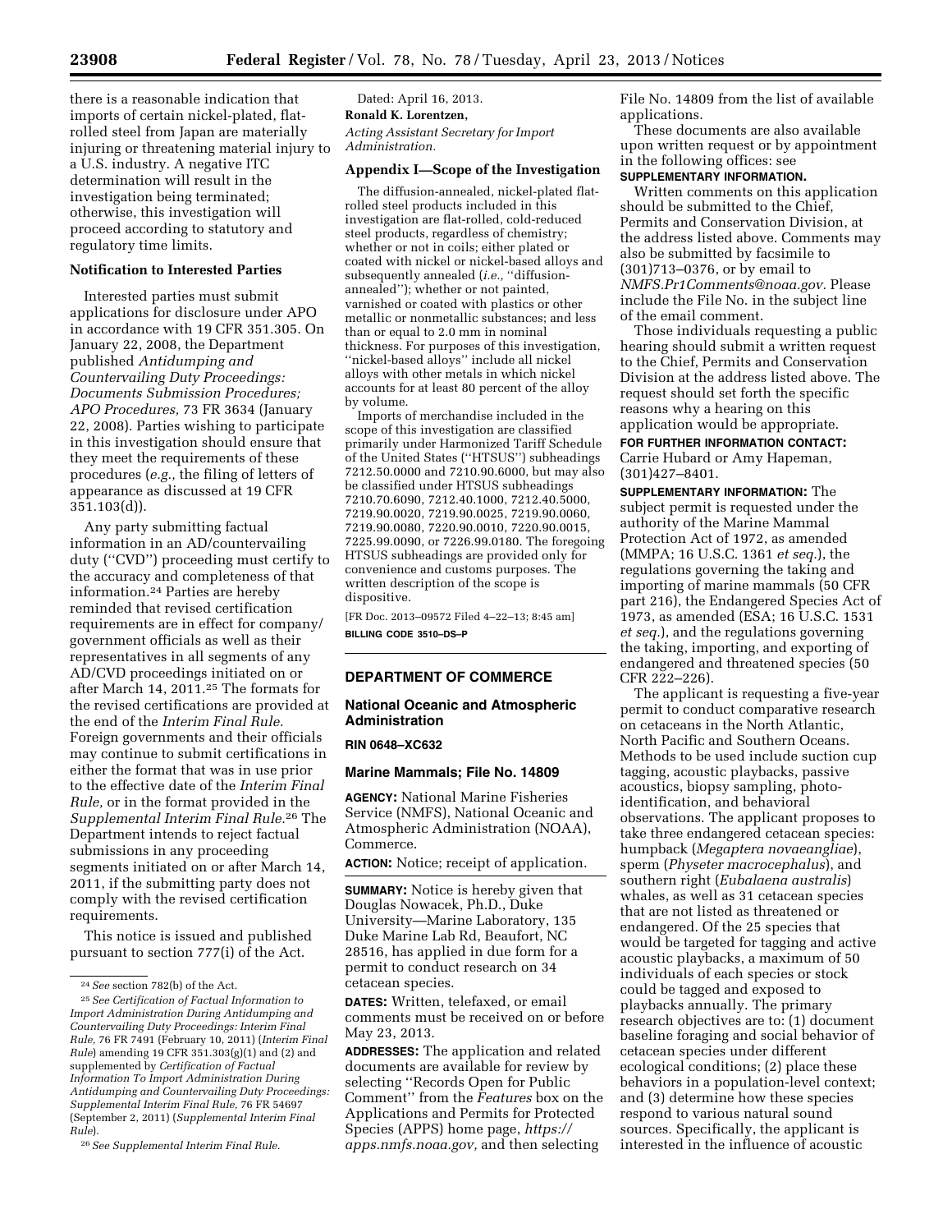there is a reasonable indication that imports of certain nickel-plated, flat-rolled steel from Japan are materially injuring or threatening material injury to a U.S. industry. A negative ITC determination will result in the investigation being terminated; otherwise, this investigation will proceed according to statutory and regulatory time limits.

**Notification to Interested Parties**

Interested parties must submit applications for disclosure under APO in accordance with 19 CFR 351.305. On January 22, 2008, the Department published *Antidumping and Countervailing Duty Proceedings: Documents Submission Procedures; APO Procedures,* 73 FR 3634 (January 22, 2008). Parties wishing to participate in this investigation should ensure that they meet the requirements of these procedures (*e.g.,* the filing of letters of appearance as discussed at 19 CFR 351.103(d)).

Any party submitting factual information in an AD/countervailing duty (''CVD'') proceeding must certify to the accuracy and completeness of that information.[24] Parties are hereby reminded that revised certification requirements are in effect for company/government officials as well as their representatives in all segments of any AD/CVD proceedings initiated on or after March 14, 2011.[25] The formats for the revised certifications are provided at the end of the *Interim Final Rule.* Foreign governments and their officials may continue to submit certifications in either the format that was in use prior to the effective date of the *Interim Final Rule,* or in the format provided in the *Supplemental Interim Final Rule.*[26] The Department intends to reject factual submissions in any proceeding segments initiated on or after March 14, 2011, if the submitting party does not comply with the revised certification requirements.

This notice is issued and published pursuant to section 777(i) of the Act.

[24] *See* section 782(b) of the Act.

[25] *See Certification of Factual Information to Import Administration During Antidumping and Countervailing Duty Proceedings: Interim Final Rule,* 76 FR 7491 (February 10, 2011) (*Interim Final Rule*) amending 19 CFR 351.303(g)(1) and (2) and supplemented by *Certification of Factual Information To Import Administration During Antidumping and Countervailing Duty Proceedings: Supplemental Interim Final Rule,* 76 FR 54697 (September 2, 2011) (*Supplemental Interim Final Rule*).

[26] *See Supplemental Interim Final Rule.*

Dated: April 16, 2013.

**Ronald K. Lorentzen,**

*Acting Assistant Secretary for Import Administration.*

**Appendix I—Scope of the Investigation**

The diffusion-annealed, nickel-plated flat-rolled steel products included in this investigation are flat-rolled, cold-reduced steel products, regardless of chemistry; whether or not in coils; either plated or coated with nickel or nickel-based alloys and subsequently annealed (*i.e.,* ''diffusion-annealed''); whether or not painted, varnished or coated with plastics or other metallic or nonmetallic substances; and less than or equal to 2.0 mm in nominal thickness. For purposes of this investigation, ''nickel-based alloys'' include all nickel alloys with other metals in which nickel accounts for at least 80 percent of the alloy by volume.

Imports of merchandise included in the scope of this investigation are classified primarily under Harmonized Tariff Schedule of the United States (''HTSUS'') subheadings 7212.50.0000 and 7210.90.6000, but may also be classified under HTSUS subheadings 7210.70.6090, 7212.40.1000, 7212.40.5000, 7219.90.0020, 7219.90.0025, 7219.90.0060, 7219.90.0080, 7220.90.0010, 7220.90.0015, 7225.99.0090, or 7226.99.0180. The foregoing HTSUS subheadings are provided only for convenience and customs purposes. The written description of the scope is dispositive.

[FR Doc. 2013–09572 Filed 4–22–13; 8:45 am]

**BILLING CODE 3510–DS–P**

## DEPARTMENT OF COMMERCE

### National Oceanic and Atmospheric Administration

**RIN 0648–XC632**

### Marine Mammals; File No. 14809

**AGENCY:** National Marine Fisheries Service (NMFS), National Oceanic and Atmospheric Administration (NOAA), Commerce.

**ACTION:** Notice; receipt of application.

**SUMMARY:** Notice is hereby given that Douglas Nowacek, Ph.D., Duke University—Marine Laboratory, 135 Duke Marine Lab Rd, Beaufort, NC 28516, has applied in due form for a permit to conduct research on 34 cetacean species.

**DATES:** Written, telefaxed, or email comments must be received on or before May 23, 2013.

**ADDRESSES:** The application and related documents are available for review by selecting ''Records Open for Public Comment'' from the *Features* box on the Applications and Permits for Protected Species (APPS) home page, *https://apps.nmfs.noaa.gov,* and then selecting File No. 14809 from the list of available applications.

These documents are also available upon written request or by appointment in the following offices: see **SUPPLEMENTARY INFORMATION.**

Written comments on this application should be submitted to the Chief, Permits and Conservation Division, at the address listed above. Comments may also be submitted by facsimile to (301)713–0376, or by email to *NMFS.Pr1Comments@noaa.gov.* Please include the File No. in the subject line of the email comment.

Those individuals requesting a public hearing should submit a written request to the Chief, Permits and Conservation Division at the address listed above. The request should set forth the specific reasons why a hearing on this application would be appropriate.

**FOR FURTHER INFORMATION CONTACT:** Carrie Hubard or Amy Hapeman, (301)427–8401.

**SUPPLEMENTARY INFORMATION:** The subject permit is requested under the authority of the Marine Mammal Protection Act of 1972, as amended (MMPA; 16 U.S.C. 1361 *et seq.*), the regulations governing the taking and importing of marine mammals (50 CFR part 216), the Endangered Species Act of 1973, as amended (ESA; 16 U.S.C. 1531 *et seq.*), and the regulations governing the taking, importing, and exporting of endangered and threatened species (50 CFR 222–226).

The applicant is requesting a five-year permit to conduct comparative research on cetaceans in the North Atlantic, North Pacific and Southern Oceans. Methods to be used include suction cup tagging, acoustic playbacks, passive acoustics, biopsy sampling, photo-identification, and behavioral observations. The applicant proposes to take three endangered cetacean species: humpback (*Megaptera novaeangliae*), sperm (*Physeter macrocephalus*), and southern right (*Eubalaena australis*) whales, as well as 31 cetacean species that are not listed as threatened or endangered. Of the 25 species that would be targeted for tagging and active acoustic playbacks, a maximum of 50 individuals of each species or stock could be tagged and exposed to playbacks annually. The primary research objectives are to: (1) document baseline foraging and social behavior of cetacean species under different ecological conditions; (2) place these behaviors in a population-level context; and (3) determine how these species respond to various natural sound sources. Specifically, the applicant is interested in the influence of acoustic